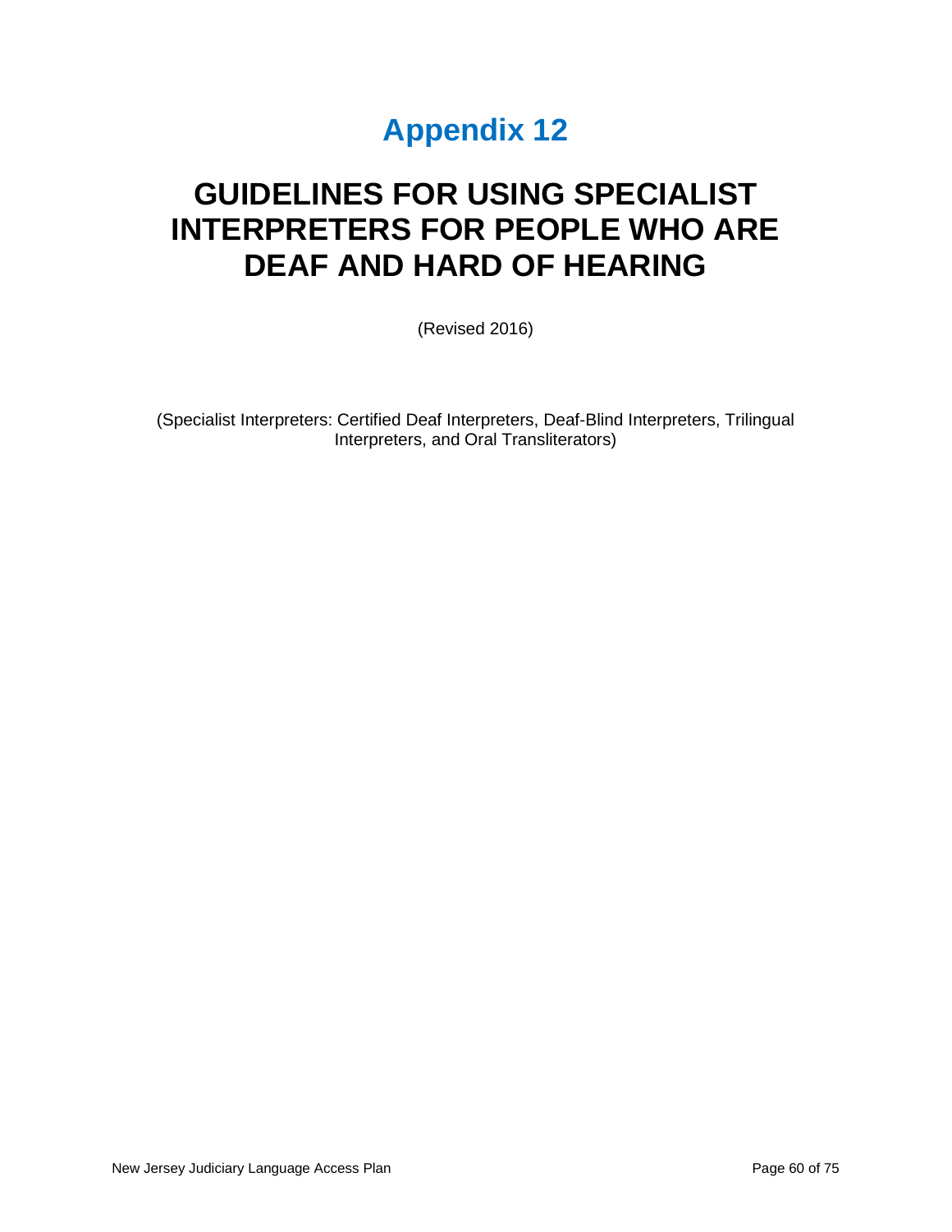# Appendix 12

# GUIDELINES FOR USING SPECIALIST INTERPRETERS FOR PEOPLE WHO ARE DEAF AND HARD OF HEARING

(Revised 2016)

(Specialist Interpreters: Certified Deaf Interpreters, Deaf-Blind Interpreters, Trilingual Interpreters, and Oral Transliterators)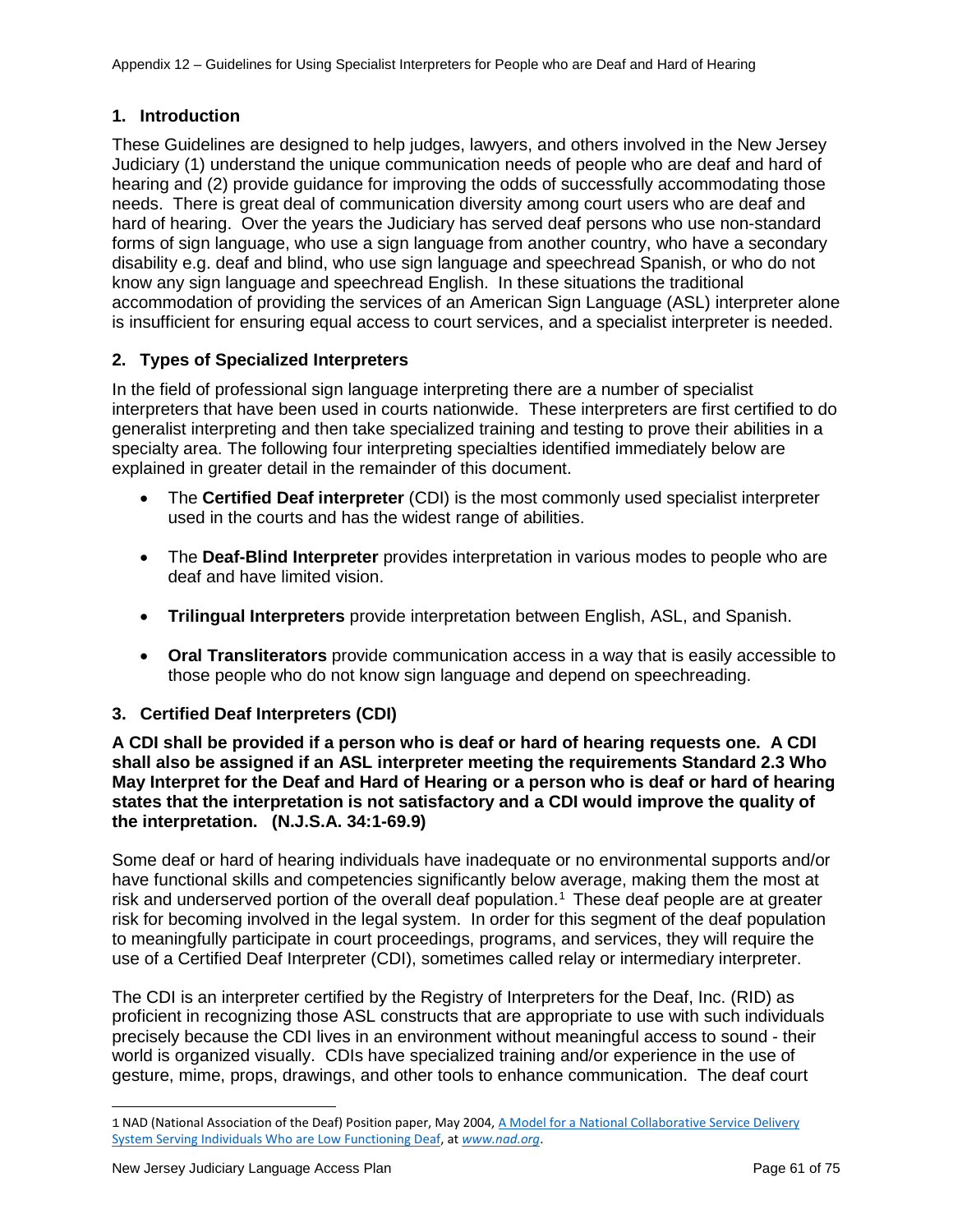## 1. Introduction

These Guidelines are designed to help judges, lawyers, and others involved in the New Jersey Judiciary (1) understand the unique communication needs of people who are deaf and hard of hearing and (2) provide guidance for improving the odds of successfully accommodating those needs. There is great deal of communication diversity among court users who are deaf and hard of hearing. Over the years the Judiciary has served deaf persons who use non-standard forms of sign language, who use a sign language from another country, who have a secondary disability e.g. deaf and blind, who use sign language and speechread Spanish, or who do not know any sign language and speechread English. In these situations the traditional accommodation of providing the services of an American Sign Language (ASL) interpreter alone is insufficient for ensuring equal access to court services, and a specialist interpreter is needed.

## 2. Types of Specialized Interpreters

In the field of professional sign language interpreting there are a number of specialist interpreters that have been used in courts nationwide. These interpreters are first certified to do generalist interpreting and then take specialized training and testing to prove their abilities in a specialty area. The following four interpreting specialties identified immediately below are explained in greater detail in the remainder of this document.

- The **Certified Deaf interpreter** (CDI) is the most commonly used specialist interpreter used in the courts and has the widest range of abilities.
- The **Deaf-Blind Interpreter** provides interpretation in various modes to people who are deaf and have limited vision.
- **Trilingual Interpreters** provide interpretation between English, ASL, and Spanish.
- **Oral Transliterators** provide communication access in a way that is easily accessible to those people who do not know sign language and depend on speechreading.

## 3. Certified Deaf Interpreters (CDI)

**A CDI shall be provided if a person who is deaf or hard of hearing requests one. A CDI shall also be assigned if an ASL interpreter meeting the requirements Standard 2.3 Who May Interpret for the Deaf and Hard of Hearing or a person who is deaf or hard of hearing states that the interpretation is not satisfactory and a CDI would improve the quality of the interpretation. (N.J.S.A. 34:1-69.9)**

Some deaf or hard of hearing individuals have inadequate or no environmental supports and/or have functional skills and competencies significantly below average, making them the most at risk and underserved portion of the overall deaf population.[1] These deaf people are at greater risk for becoming involved in the legal system. In order for this segment of the deaf population to meaningfully participate in court proceedings, programs, and services, they will require the use of a Certified Deaf Interpreter (CDI), sometimes called relay or intermediary interpreter.

The CDI is an interpreter certified by the Registry of Interpreters for the Deaf, Inc. (RID) as proficient in recognizing those ASL constructs that are appropriate to use with such individuals precisely because the CDI lives in an environment without meaningful access to sound - their world is organized visually. CDIs have specialized training and/or experience in the use of gesture, mime, props, drawings, and other tools to enhance communication. The deaf court

---

1 NAD (National Association of the Deaf) Position paper, May 2004, A Model for a National Collaborative Service Delivery System Serving Individuals Who are Low Functioning Deaf, at *www.nad.org*.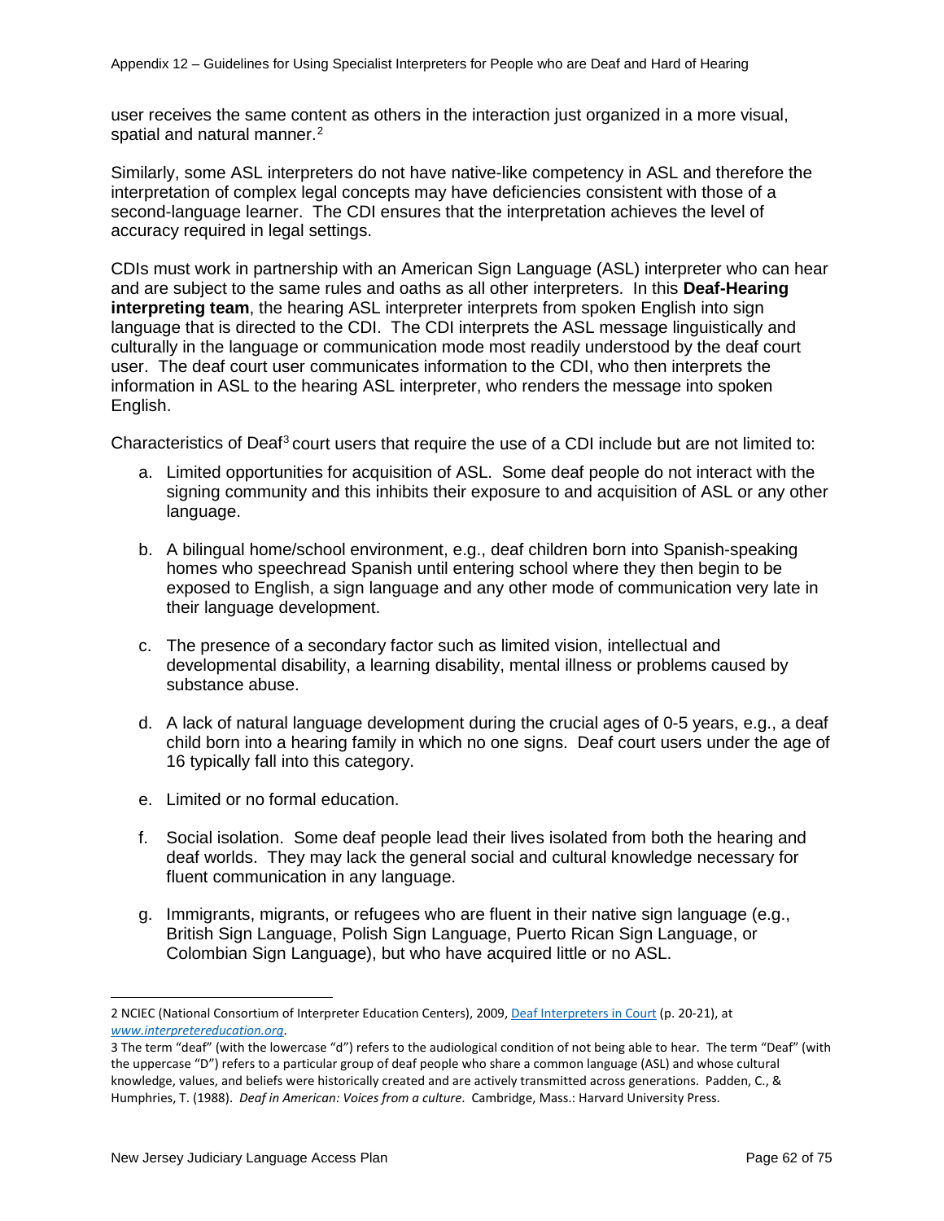user receives the same content as others in the interaction just organized in a more visual, spatial and natural manner.[2]

Similarly, some ASL interpreters do not have native-like competency in ASL and therefore the interpretation of complex legal concepts may have deficiencies consistent with those of a second-language learner. The CDI ensures that the interpretation achieves the level of accuracy required in legal settings.

CDIs must work in partnership with an American Sign Language (ASL) interpreter who can hear and are subject to the same rules and oaths as all other interpreters. In this **Deaf-Hearing interpreting team**, the hearing ASL interpreter interprets from spoken English into sign language that is directed to the CDI. The CDI interprets the ASL message linguistically and culturally in the language or communication mode most readily understood by the deaf court user. The deaf court user communicates information to the CDI, who then interprets the information in ASL to the hearing ASL interpreter, who renders the message into spoken English.

Characteristics of Deaf[3] court users that require the use of a CDI include but are not limited to:

a. Limited opportunities for acquisition of ASL. Some deaf people do not interact with the signing community and this inhibits their exposure to and acquisition of ASL or any other language.

b. A bilingual home/school environment, e.g., deaf children born into Spanish-speaking homes who speechread Spanish until entering school where they then begin to be exposed to English, a sign language and any other mode of communication very late in their language development.

c. The presence of a secondary factor such as limited vision, intellectual and developmental disability, a learning disability, mental illness or problems caused by substance abuse.

d. A lack of natural language development during the crucial ages of 0-5 years, e.g., a deaf child born into a hearing family in which no one signs. Deaf court users under the age of 16 typically fall into this category.

e. Limited or no formal education.

f. Social isolation. Some deaf people lead their lives isolated from both the hearing and deaf worlds. They may lack the general social and cultural knowledge necessary for fluent communication in any language.

g. Immigrants, migrants, or refugees who are fluent in their native sign language (e.g., British Sign Language, Polish Sign Language, Puerto Rican Sign Language, or Colombian Sign Language), but who have acquired little or no ASL.

---

2 NCIEC (National Consortium of Interpreter Education Centers), 2009, Deaf Interpreters in Court (p. 20-21), at *www.interpretereducation.org*.

3 The term "deaf" (with the lowercase "d") refers to the audiological condition of not being able to hear. The term "Deaf" (with the uppercase "D") refers to a particular group of deaf people who share a common language (ASL) and whose cultural knowledge, values, and beliefs were historically created and are actively transmitted across generations. Padden, C., & Humphries, T. (1988). *Deaf in American: Voices from a culture*. Cambridge, Mass.: Harvard University Press.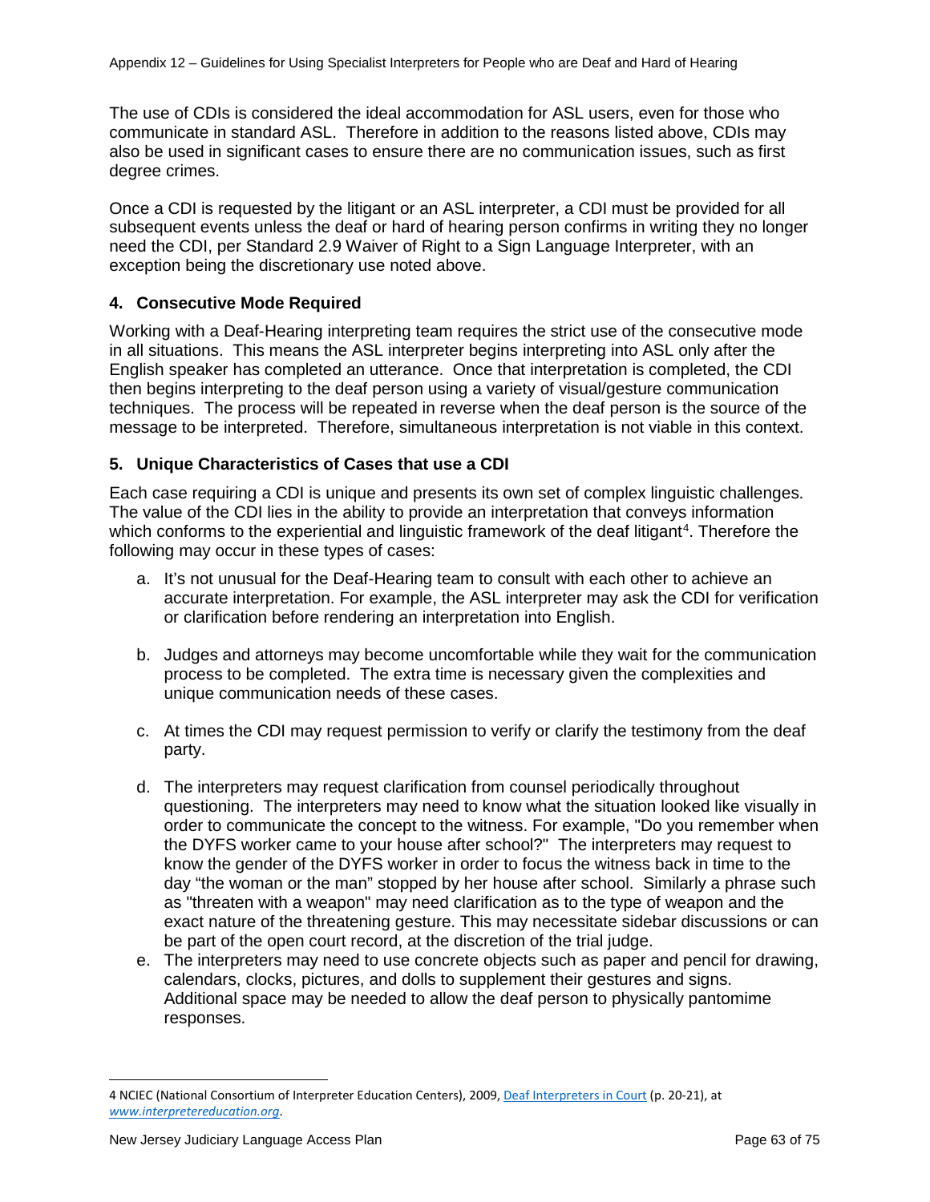The use of CDIs is considered the ideal accommodation for ASL users, even for those who communicate in standard ASL. Therefore in addition to the reasons listed above, CDIs may also be used in significant cases to ensure there are no communication issues, such as first degree crimes.

Once a CDI is requested by the litigant or an ASL interpreter, a CDI must be provided for all subsequent events unless the deaf or hard of hearing person confirms in writing they no longer need the CDI, per Standard 2.9 Waiver of Right to a Sign Language Interpreter, with an exception being the discretionary use noted above.

### 4. Consecutive Mode Required

Working with a Deaf-Hearing interpreting team requires the strict use of the consecutive mode in all situations. This means the ASL interpreter begins interpreting into ASL only after the English speaker has completed an utterance. Once that interpretation is completed, the CDI then begins interpreting to the deaf person using a variety of visual/gesture communication techniques. The process will be repeated in reverse when the deaf person is the source of the message to be interpreted. Therefore, simultaneous interpretation is not viable in this context.

### 5. Unique Characteristics of Cases that use a CDI

Each case requiring a CDI is unique and presents its own set of complex linguistic challenges. The value of the CDI lies in the ability to provide an interpretation that conveys information which conforms to the experiential and linguistic framework of the deaf litigant[4]. Therefore the following may occur in these types of cases:

a. It's not unusual for the Deaf-Hearing team to consult with each other to achieve an accurate interpretation. For example, the ASL interpreter may ask the CDI for verification or clarification before rendering an interpretation into English.

b. Judges and attorneys may become uncomfortable while they wait for the communication process to be completed. The extra time is necessary given the complexities and unique communication needs of these cases.

c. At times the CDI may request permission to verify or clarify the testimony from the deaf party.

d. The interpreters may request clarification from counsel periodically throughout questioning. The interpreters may need to know what the situation looked like visually in order to communicate the concept to the witness. For example, "Do you remember when the DYFS worker came to your house after school?" The interpreters may request to know the gender of the DYFS worker in order to focus the witness back in time to the day "the woman or the man" stopped by her house after school. Similarly a phrase such as "threaten with a weapon" may need clarification as to the type of weapon and the exact nature of the threatening gesture. This may necessitate sidebar discussions or can be part of the open court record, at the discretion of the trial judge.

e. The interpreters may need to use concrete objects such as paper and pencil for drawing, calendars, clocks, pictures, and dolls to supplement their gestures and signs. Additional space may be needed to allow the deaf person to physically pantomime responses.

---

4 NCIEC (National Consortium of Interpreter Education Centers), 2009, Deaf Interpreters in Court (p. 20-21), at *www.interpretereducation.org*.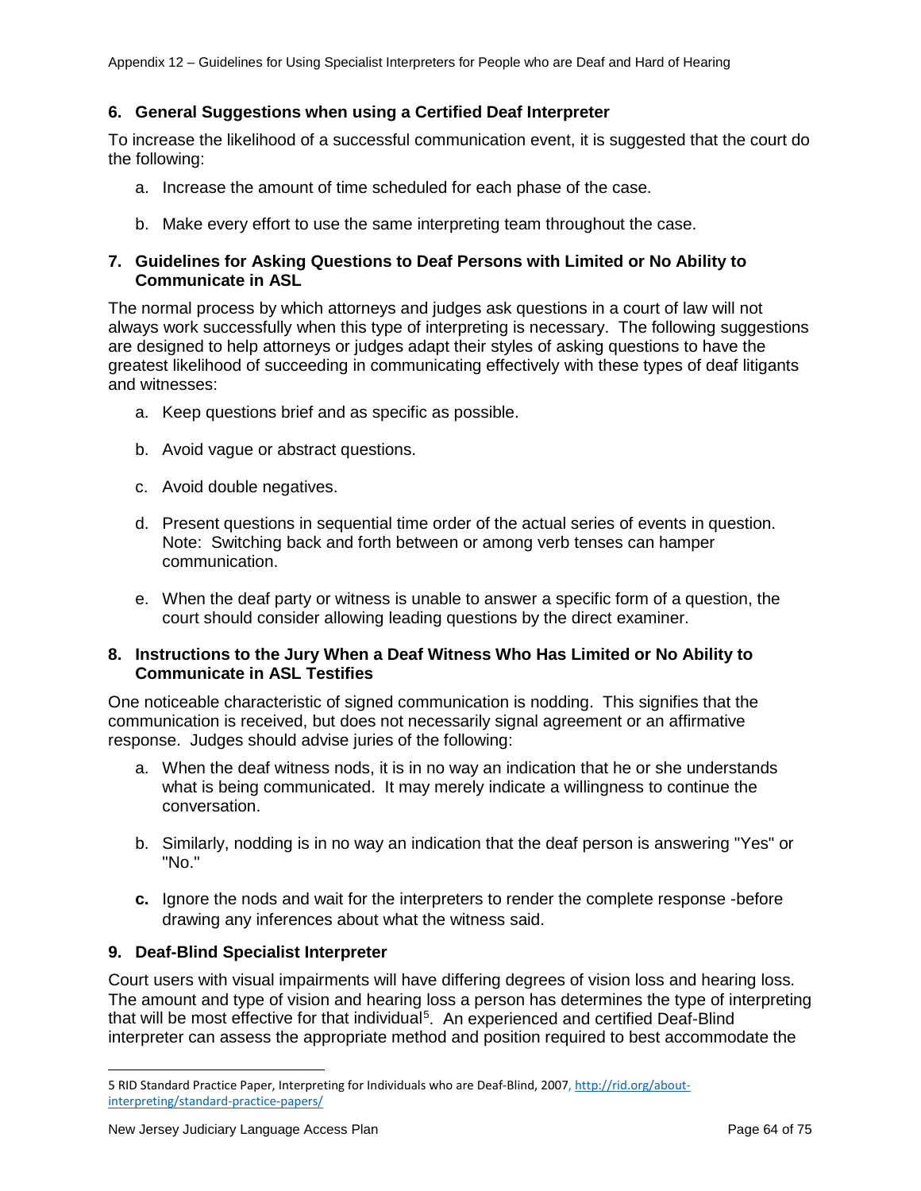## 6. General Suggestions when using a Certified Deaf Interpreter

To increase the likelihood of a successful communication event, it is suggested that the court do the following:

a. Increase the amount of time scheduled for each phase of the case.

b. Make every effort to use the same interpreting team throughout the case.

## 7. Guidelines for Asking Questions to Deaf Persons with Limited or No Ability to Communicate in ASL

The normal process by which attorneys and judges ask questions in a court of law will not always work successfully when this type of interpreting is necessary. The following suggestions are designed to help attorneys or judges adapt their styles of asking questions to have the greatest likelihood of succeeding in communicating effectively with these types of deaf litigants and witnesses:

a. Keep questions brief and as specific as possible.

b. Avoid vague or abstract questions.

c. Avoid double negatives.

d. Present questions in sequential time order of the actual series of events in question. Note: Switching back and forth between or among verb tenses can hamper communication.

e. When the deaf party or witness is unable to answer a specific form of a question, the court should consider allowing leading questions by the direct examiner.

## 8. Instructions to the Jury When a Deaf Witness Who Has Limited or No Ability to Communicate in ASL Testifies

One noticeable characteristic of signed communication is nodding. This signifies that the communication is received, but does not necessarily signal agreement or an affirmative response. Judges should advise juries of the following:

a. When the deaf witness nods, it is in no way an indication that he or she understands what is being communicated. It may merely indicate a willingness to continue the conversation.

b. Similarly, nodding is in no way an indication that the deaf person is answering "Yes" or "No."

**c.** Ignore the nods and wait for the interpreters to render the complete response -before drawing any inferences about what the witness said.

## 9. Deaf-Blind Specialist Interpreter

Court users with visual impairments will have differing degrees of vision loss and hearing loss. The amount and type of vision and hearing loss a person has determines the type of interpreting that will be most effective for that individual[5]. An experienced and certified Deaf-Blind interpreter can assess the appropriate method and position required to best accommodate the

---

5 RID Standard Practice Paper, Interpreting for Individuals who are Deaf-Blind, 2007, http://rid.org/about-interpreting/standard-practice-papers/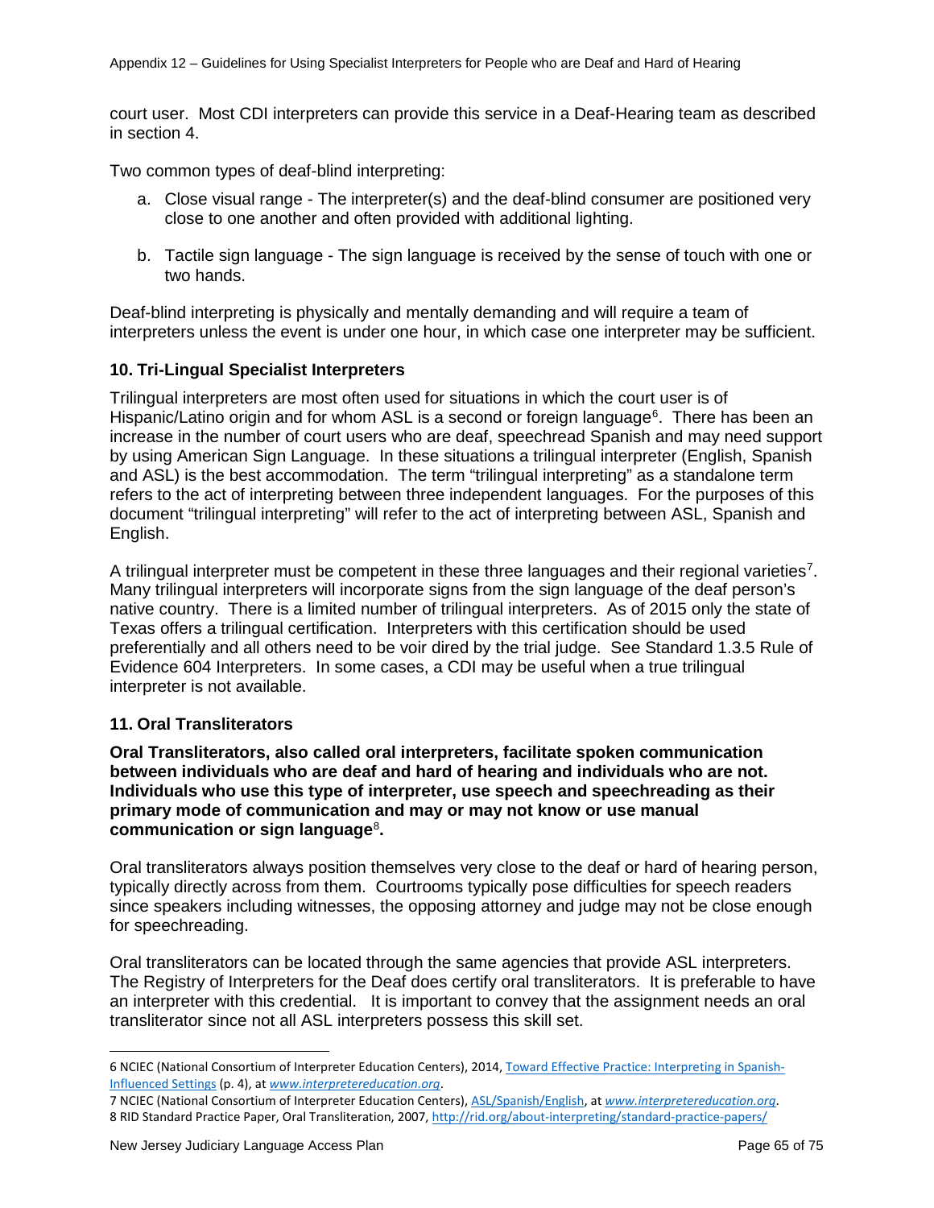court user. Most CDI interpreters can provide this service in a Deaf-Hearing team as described in section 4.

Two common types of deaf-blind interpreting:

a. Close visual range - The interpreter(s) and the deaf-blind consumer are positioned very close to one another and often provided with additional lighting.

b. Tactile sign language - The sign language is received by the sense of touch with one or two hands.

Deaf-blind interpreting is physically and mentally demanding and will require a team of interpreters unless the event is under one hour, in which case one interpreter may be sufficient.

### 10. Tri-Lingual Specialist Interpreters

Trilingual interpreters are most often used for situations in which the court user is of Hispanic/Latino origin and for whom ASL is a second or foreign language[6]. There has been an increase in the number of court users who are deaf, speechread Spanish and may need support by using American Sign Language. In these situations a trilingual interpreter (English, Spanish and ASL) is the best accommodation. The term "trilingual interpreting" as a standalone term refers to the act of interpreting between three independent languages. For the purposes of this document "trilingual interpreting" will refer to the act of interpreting between ASL, Spanish and English.

A trilingual interpreter must be competent in these three languages and their regional varieties[7]. Many trilingual interpreters will incorporate signs from the sign language of the deaf person's native country. There is a limited number of trilingual interpreters. As of 2015 only the state of Texas offers a trilingual certification. Interpreters with this certification should be used preferentially and all others need to be voir dired by the trial judge. See Standard 1.3.5 Rule of Evidence 604 Interpreters. In some cases, a CDI may be useful when a true trilingual interpreter is not available.

### 11. Oral Transliterators

**Oral Transliterators, also called oral interpreters, facilitate spoken communication between individuals who are deaf and hard of hearing and individuals who are not. Individuals who use this type of interpreter, use speech and speechreading as their primary mode of communication and may or may not know or use manual communication or sign language[8].**

Oral transliterators always position themselves very close to the deaf or hard of hearing person, typically directly across from them. Courtrooms typically pose difficulties for speech readers since speakers including witnesses, the opposing attorney and judge may not be close enough for speechreading.

Oral transliterators can be located through the same agencies that provide ASL interpreters. The Registry of Interpreters for the Deaf does certify oral transliterators. It is preferable to have an interpreter with this credential. It is important to convey that the assignment needs an oral transliterator since not all ASL interpreters possess this skill set.

---

6 NCIEC (National Consortium of Interpreter Education Centers), 2014, Toward Effective Practice: Interpreting in Spanish-Influenced Settings (p. 4), at *www.interpretereducation.org*.

7 NCIEC (National Consortium of Interpreter Education Centers), ASL/Spanish/English, at *www.interpretereducation.org*.

8 RID Standard Practice Paper, Oral Transliteration, 2007, http://rid.org/about-interpreting/standard-practice-papers/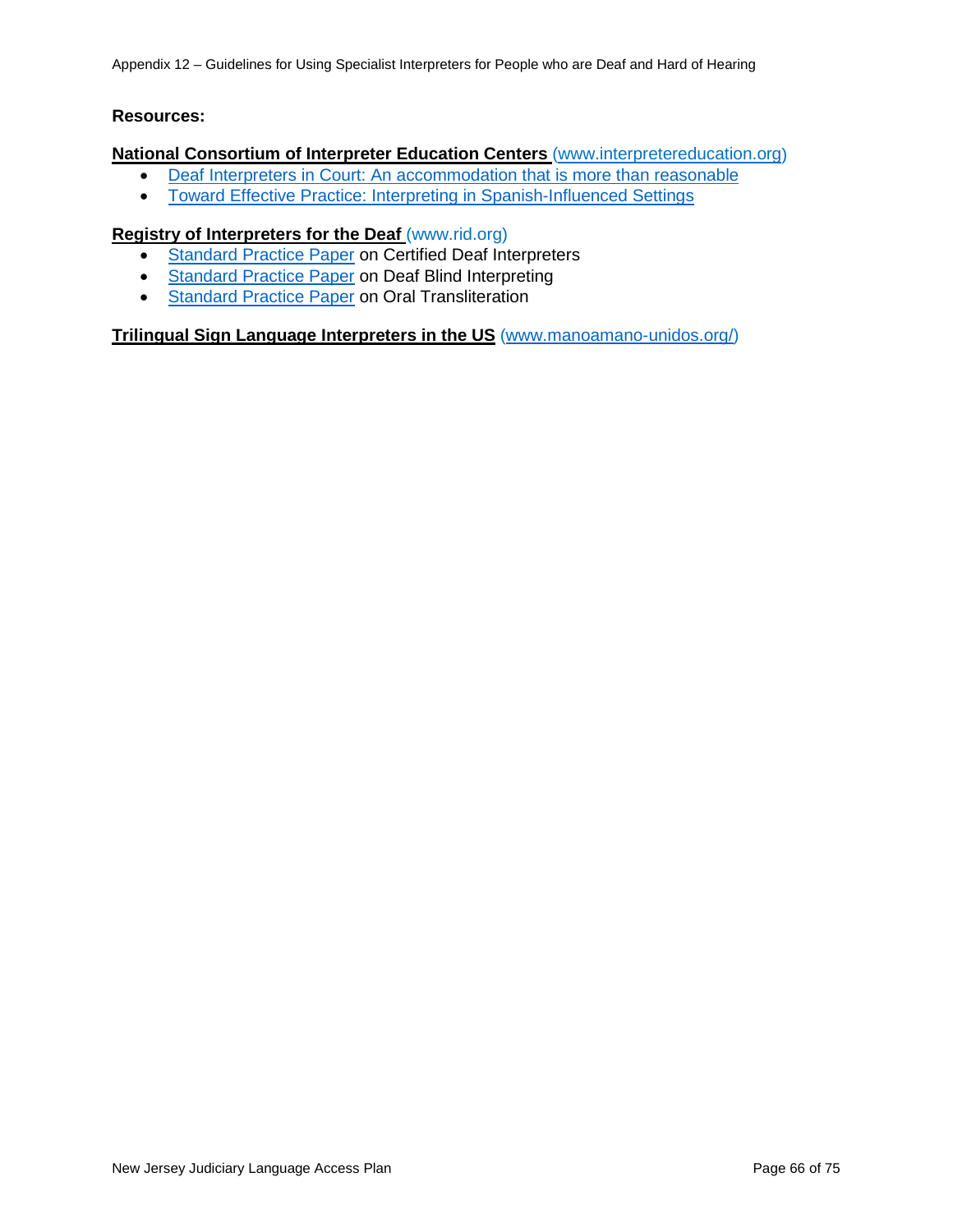**Resources:**

**National Consortium of Interpreter Education Centers** (www.interpretereducation.org)

- Deaf Interpreters in Court: An accommodation that is more than reasonable
- Toward Effective Practice: Interpreting in Spanish-Influenced Settings

**Registry of Interpreters for the Deaf** (www.rid.org)

- Standard Practice Paper on Certified Deaf Interpreters
- Standard Practice Paper on Deaf Blind Interpreting
- Standard Practice Paper on Oral Transliteration

**Trilingual Sign Language Interpreters in the US** (www.manoamano-unidos.org/)